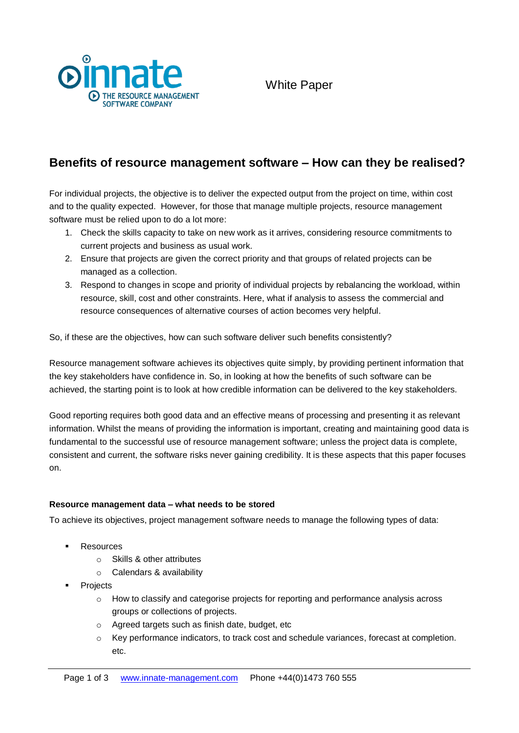innate
THE RESOURCE MANAGEMENT SOFTWARE COMPANY

White Paper

# Benefits of resource management software – How can they be realised?

For individual projects, the objective is to deliver the expected output from the project on time, within cost and to the quality expected. However, for those that manage multiple projects, resource management software must be relied upon to do a lot more:

1. Check the skills capacity to take on new work as it arrives, considering resource commitments to current projects and business as usual work.
2. Ensure that projects are given the correct priority and that groups of related projects can be managed as a collection.
3. Respond to changes in scope and priority of individual projects by rebalancing the workload, within resource, skill, cost and other constraints. Here, what if analysis to assess the commercial and resource consequences of alternative courses of action becomes very helpful.

So, if these are the objectives, how can such software deliver such benefits consistently?

Resource management software achieves its objectives quite simply, by providing pertinent information that the key stakeholders have confidence in. So, in looking at how the benefits of such software can be achieved, the starting point is to look at how credible information can be delivered to the key stakeholders.

Good reporting requires both good data and an effective means of processing and presenting it as relevant information. Whilst the means of providing the information is important, creating and maintaining good data is fundamental to the successful use of resource management software; unless the project data is complete, consistent and current, the software risks never gaining credibility. It is these aspects that this paper focuses on.

**Resource management data – what needs to be stored**

To achieve its objectives, project management software needs to manage the following types of data:

- Resources
  - Skills & other attributes
  - Calendars & availability
- Projects
  - How to classify and categorise projects for reporting and performance analysis across groups or collections of projects.
  - Agreed targets such as finish date, budget, etc
  - Key performance indicators, to track cost and schedule variances, forecast at completion. etc.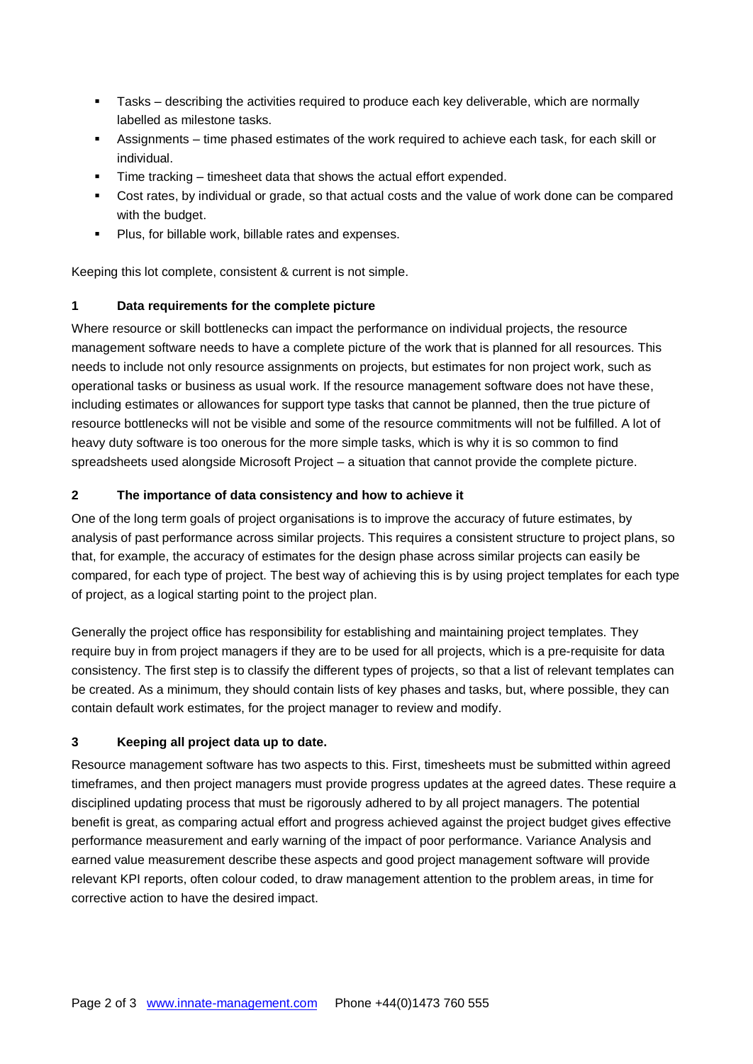- Tasks – describing the activities required to produce each key deliverable, which are normally labelled as milestone tasks.
- Assignments – time phased estimates of the work required to achieve each task, for each skill or individual.
- Time tracking – timesheet data that shows the actual effort expended.
- Cost rates, by individual or grade, so that actual costs and the value of work done can be compared with the budget.
- Plus, for billable work, billable rates and expenses.

Keeping this lot complete, consistent & current is not simple.

## 1 Data requirements for the complete picture

Where resource or skill bottlenecks can impact the performance on individual projects, the resource management software needs to have a complete picture of the work that is planned for all resources. This needs to include not only resource assignments on projects, but estimates for non project work, such as operational tasks or business as usual work. If the resource management software does not have these, including estimates or allowances for support type tasks that cannot be planned, then the true picture of resource bottlenecks will not be visible and some of the resource commitments will not be fulfilled. A lot of heavy duty software is too onerous for the more simple tasks, which is why it is so common to find spreadsheets used alongside Microsoft Project – a situation that cannot provide the complete picture.

## 2 The importance of data consistency and how to achieve it

One of the long term goals of project organisations is to improve the accuracy of future estimates, by analysis of past performance across similar projects. This requires a consistent structure to project plans, so that, for example, the accuracy of estimates for the design phase across similar projects can easily be compared, for each type of project. The best way of achieving this is by using project templates for each type of project, as a logical starting point to the project plan.

Generally the project office has responsibility for establishing and maintaining project templates. They require buy in from project managers if they are to be used for all projects, which is a pre-requisite for data consistency. The first step is to classify the different types of projects, so that a list of relevant templates can be created. As a minimum, they should contain lists of key phases and tasks, but, where possible, they can contain default work estimates, for the project manager to review and modify.

## 3 Keeping all project data up to date.

Resource management software has two aspects to this. First, timesheets must be submitted within agreed timeframes, and then project managers must provide progress updates at the agreed dates. These require a disciplined updating process that must be rigorously adhered to by all project managers. The potential benefit is great, as comparing actual effort and progress achieved against the project budget gives effective performance measurement and early warning of the impact of poor performance. Variance Analysis and earned value measurement describe these aspects and good project management software will provide relevant KPI reports, often colour coded, to draw management attention to the problem areas, in time for corrective action to have the desired impact.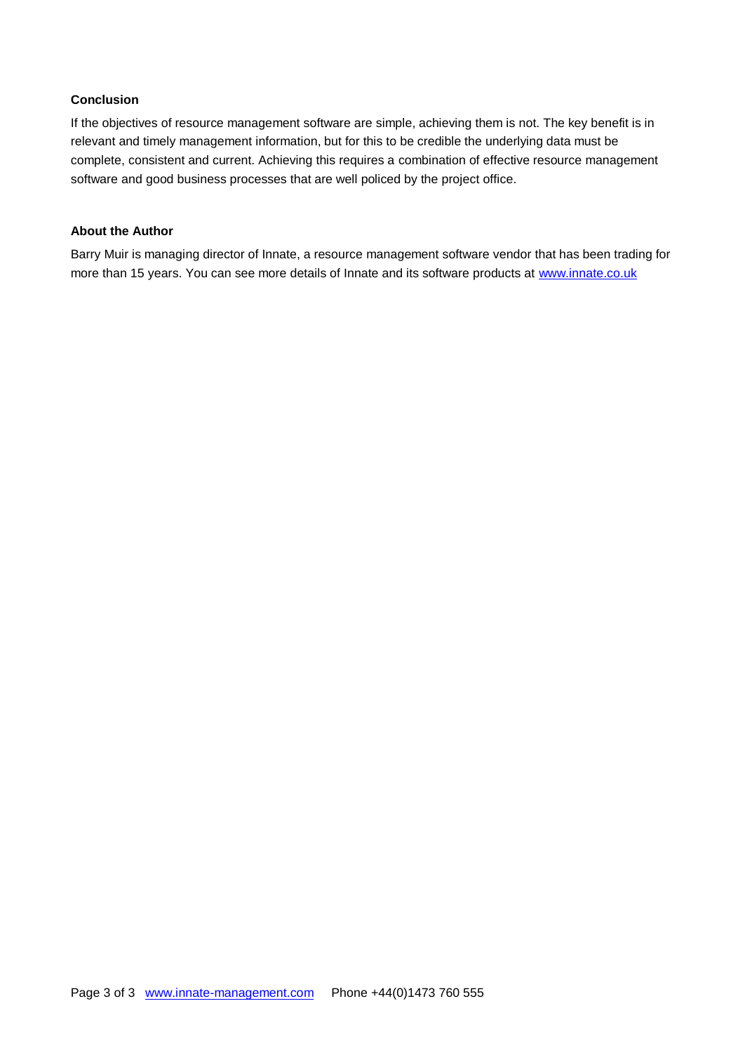### Conclusion

If the objectives of resource management software are simple, achieving them is not. The key benefit is in relevant and timely management information, but for this to be credible the underlying data must be complete, consistent and current. Achieving this requires a combination of effective resource management software and good business processes that are well policed by the project office.

### About the Author

Barry Muir is managing director of Innate, a resource management software vendor that has been trading for more than 15 years. You can see more details of Innate and its software products at www.innate.co.uk